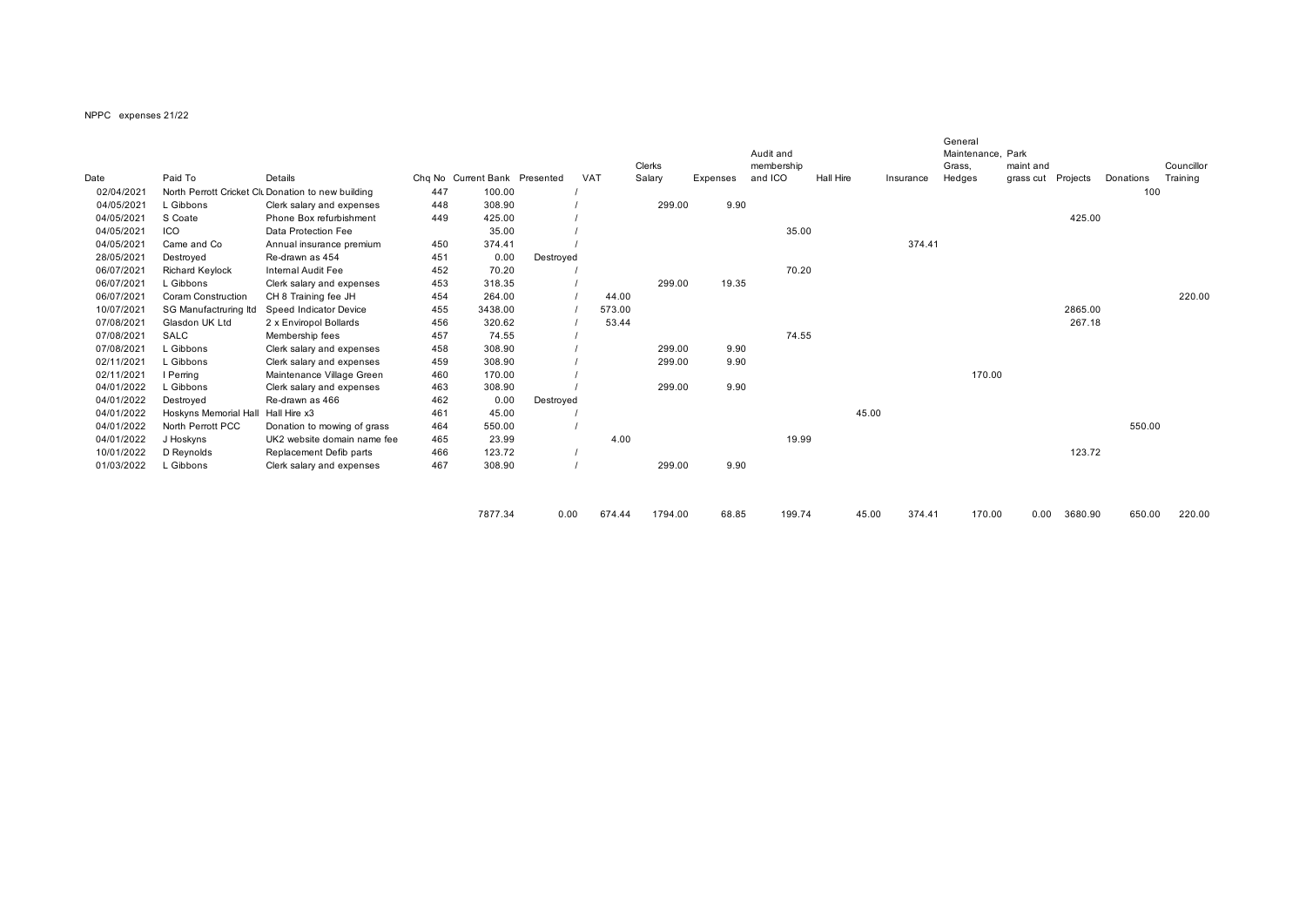NPPC expenses 21/22

| Date | Paid To | Details | Chq No | Current Bank | Presented | VAT | Clerks Salary | Expenses | Audit and membership and ICO | Hall Hire | Insurance | General Maintenance, Grass, Hedges | Park maint and grass cut | Projects | Donations | Councillor Training |
|---|---|---|---|---|---|---|---|---|---|---|---|---|---|---|---|---|
| 02/04/2021 | North Perrott Cricket Clu | Donation to new building | 447 | 100.00 | / | | | | | | | | | | 100 | |
| 04/05/2021 | L Gibbons | Clerk salary and expenses | 448 | 308.90 | / | | 299.00 | 9.90 | | | | | | | | |
| 04/05/2021 | S Coate | Phone Box refurbishment | 449 | 425.00 | / | | | | | | | | | 425.00 | | |
| 04/05/2021 | ICO | Data Protection Fee | | 35.00 | / | | | | 35.00 | | | | | | | |
| 04/05/2021 | Came and Co | Annual insurance premium | 450 | 374.41 | / | | | | | | 374.41 | | | | | |
| 28/05/2021 | Destroyed | Re-drawn as 454 | 451 | 0.00 | Destroyed | | | | | | | | | | | |
| 06/07/2021 | Richard Keylock | Internal Audit Fee | 452 | 70.20 | / | | | | 70.20 | | | | | | | |
| 06/07/2021 | L Gibbons | Clerk salary and expenses | 453 | 318.35 | / | | 299.00 | 19.35 | | | | | | | | |
| 06/07/2021 | Coram Construction | CH 8 Training fee JH | 454 | 264.00 | / | 44.00 | | | | | | | | | | 220.00 |
| 10/07/2021 | SG Manufactruring ltd | Speed Indicator Device | 455 | 3438.00 | / | 573.00 | | | | | | | | 2865.00 | | |
| 07/08/2021 | Glasdon UK Ltd | 2 x Enviropol Bollards | 456 | 320.62 | / | 53.44 | | | | | | | | 267.18 | | |
| 07/08/2021 | SALC | Membership fees | 457 | 74.55 | / | | | | 74.55 | | | | | | | |
| 07/08/2021 | L Gibbons | Clerk salary and expenses | 458 | 308.90 | / | | 299.00 | 9.90 | | | | | | | | |
| 02/11/2021 | L Gibbons | Clerk salary and expenses | 459 | 308.90 | / | | 299.00 | 9.90 | | | | | | | | |
| 02/11/2021 | I Perring | Maintenance Village Green | 460 | 170.00 | / | | | | | | | 170.00 | | | | |
| 04/01/2022 | L Gibbons | Clerk salary and expenses | 463 | 308.90 | / | | 299.00 | 9.90 | | | | | | | | |
| 04/01/2022 | Destroyed | Re-drawn as 466 | 462 | 0.00 | Destroyed | | | | | | | | | | | |
| 04/01/2022 | Hoskyns Memorial Hall | Hall Hire x3 | 461 | 45.00 | / | | | | | 45.00 | | | | | | |
| 04/01/2022 | North Perrott PCC | Donation to mowing of grass | 464 | 550.00 | / | | | | | | | | | | 550.00 | |
| 04/01/2022 | J Hoskyns | UK2 website domain name fee | 465 | 23.99 | | 4.00 | | | 19.99 | | | | | | | |
| 10/01/2022 | D Reynolds | Replacement Defib parts | 466 | 123.72 | / | | | | | | | | | 123.72 | | |
| 01/03/2022 | L Gibbons | Clerk salary and expenses | 467 | 308.90 | / | | 299.00 | 9.90 | | | | | | | | |
| | | | | 7877.34 | 0.00 | 674.44 | 1794.00 | 68.85 | 199.74 | 45.00 | 374.41 | 170.00 | 0.00 | 3680.90 | 650.00 | 220.00 |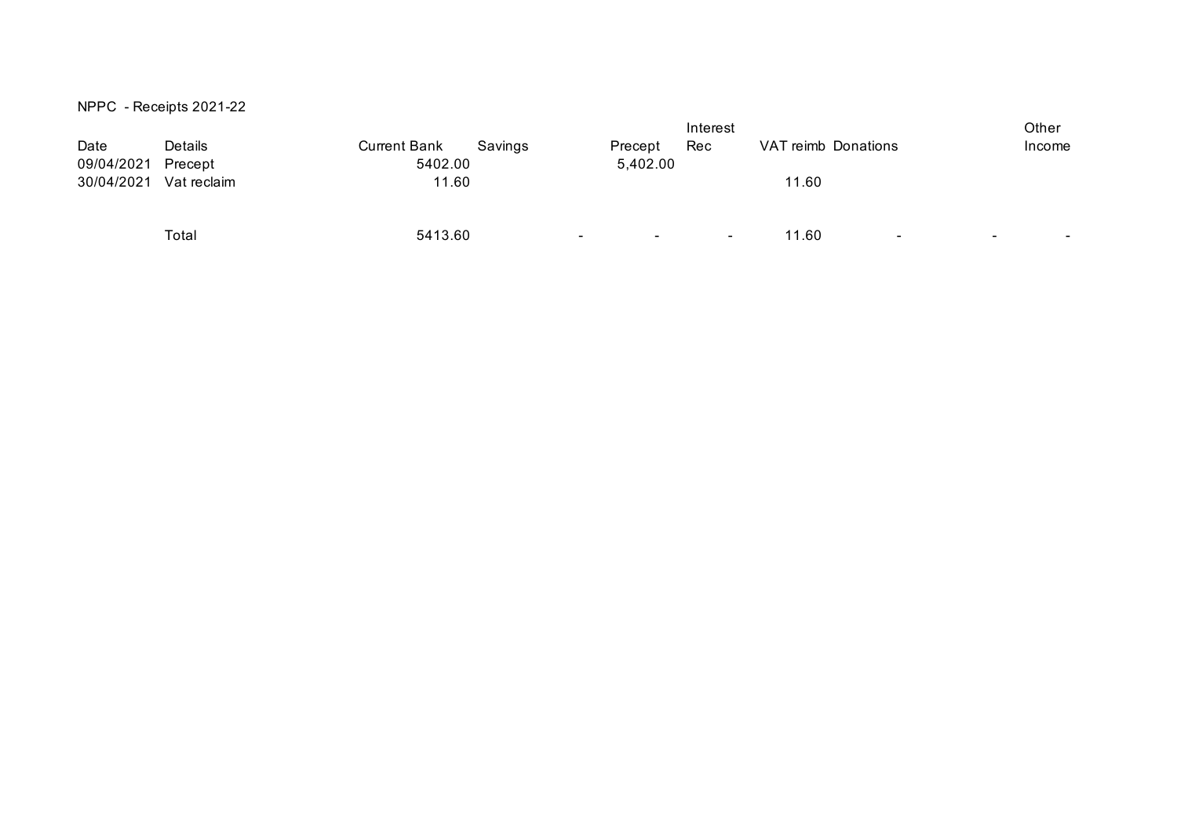NPPC - Receipts 2021-22

| Date | Details | Current Bank | Savings | Precept | Interest Rec | VAT reimb | Donations | | Other Income |
|---|---|---|---|---|---|---|---|---|---|
| 09/04/2021 | Precept | 5402.00 | | 5,402.00 | | | | | |
| 30/04/2021 | Vat reclaim | 11.60 | | | | 11.60 | | | |
| | Total | 5413.60 | - | - | - | 11.60 | - | - | - |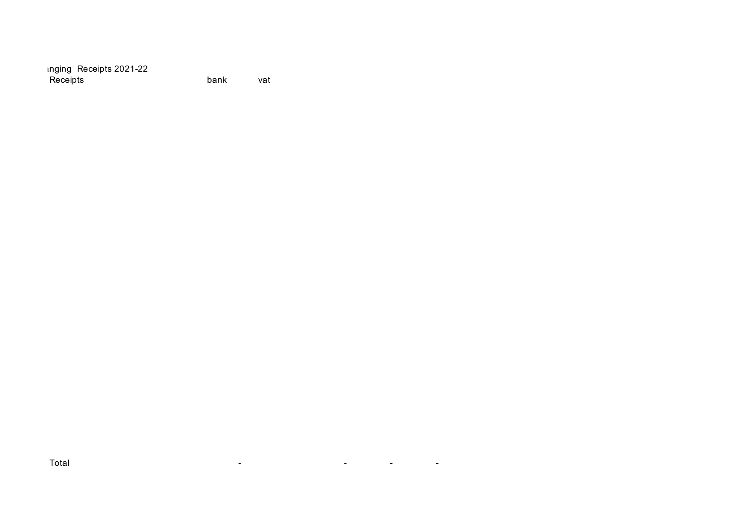ınging Receipts 2021-22

| Receipts | bank | vat | | | |
|---|---|---|---|---|---|
| Total | - | | - | - | - |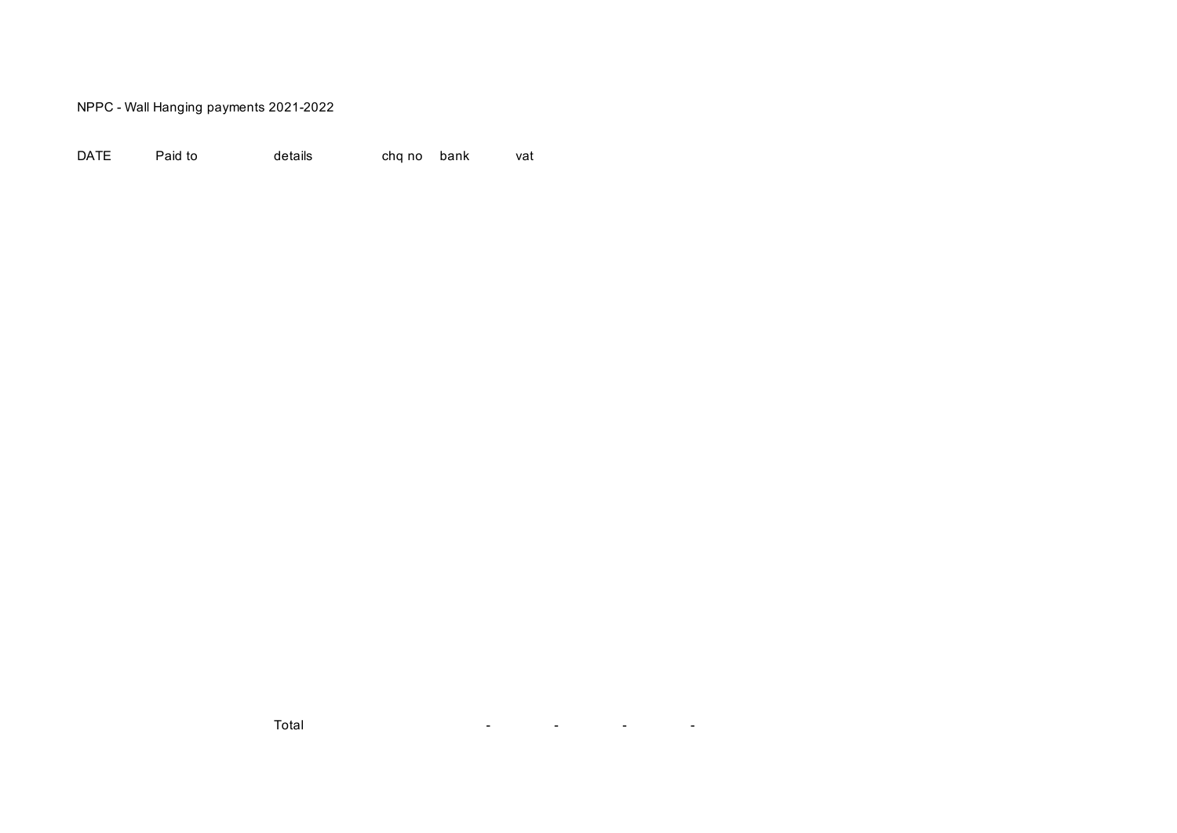NPPC - Wall Hanging payments 2021-2022

| DATE | Paid to | details | chq no | bank | vat | | | |
|---|---|---|---|---|---|---|---|---|
| | | Total | | | - | - | - | - |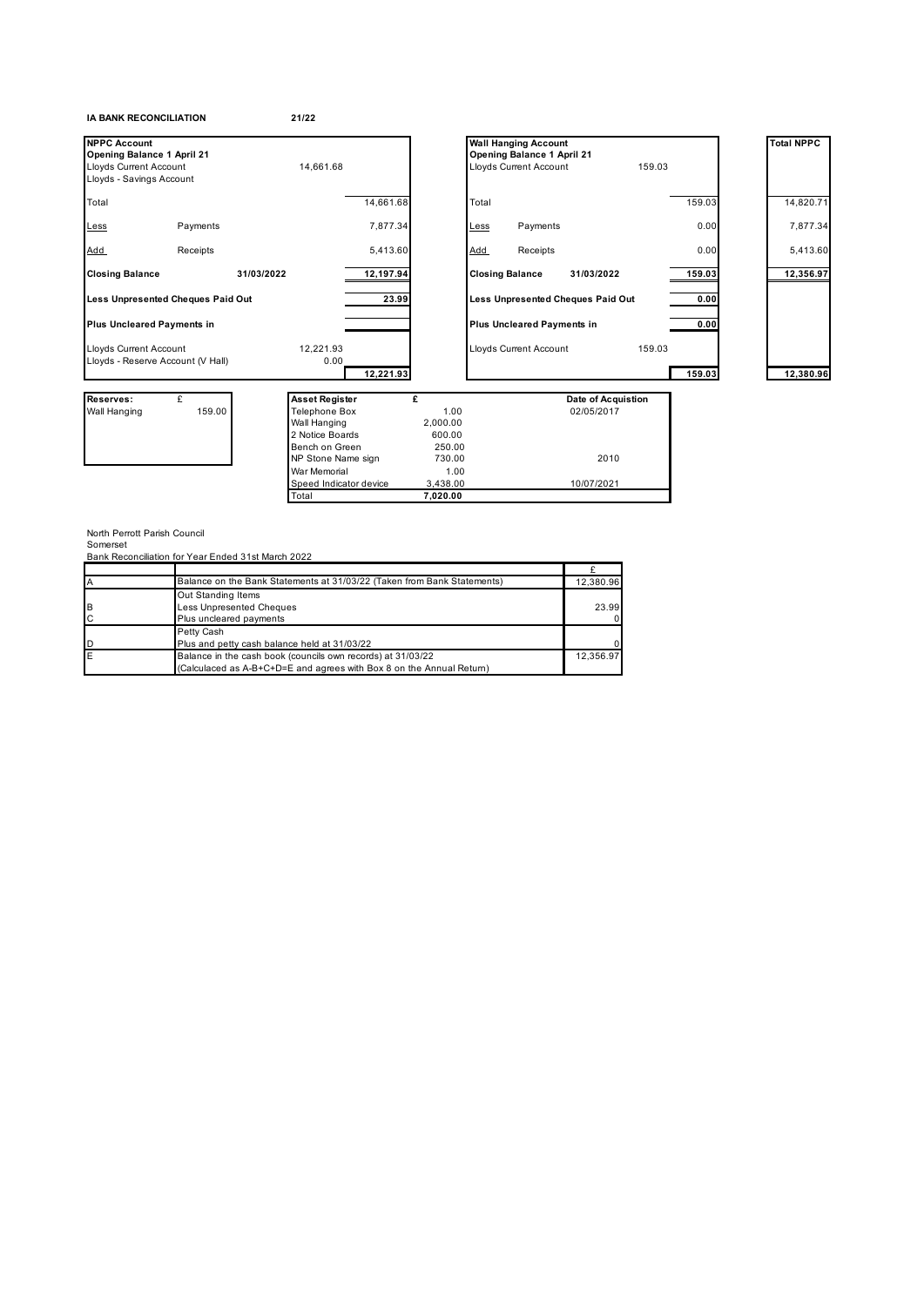**IA BANK RECONCILIATION** **21/22**

| NPPC Account | | | |
|---|---|---|---|
| **Opening Balance 1 April 21** | | | |
| Lloyds Current Account | | 14,661.68 | |
| Lloyds - Savings Account | | | |
| Total | | | 14,661.68 |
| Less | Payments | | 7,877.34 |
| Add | Receipts | | 5,413.60 |
| **Closing Balance** | **31/03/2022** | | **12,197.94** |
| **Less Unpresented Cheques Paid Out** | | | **23.99** |
| **Plus Uncleared Payments in** | | | |
| Lloyds Current Account | | 12,221.93 | |
| Lloyds - Reserve Account (V Hall) | | 0.00 | |
| | | | **12,221.93** |

| Wall Hanging Account | | | |
|---|---|---|---|
| **Opening Balance 1 April 21** | | | |
| Lloyds Current Account | | 159.03 | |
| Total | | | 159.03 |
| Less | Payments | | 0.00 |
| Add | Receipts | | 0.00 |
| **Closing Balance** | **31/03/2022** | | **159.03** |
| **Less Unpresented Cheques Paid Out** | | | **0.00** |
| **Plus Uncleared Payments in** | | | **0.00** |
| Lloyds Current Account | | 159.03 | |
| | | | **159.03** |

| Total NPPC |
|---|
| 14,820.71 |
| 7,877.34 |
| 5,413.60 |
| **12,356.97** |
| **12,380.96** |

| Reserves: | £ |
|---|---|
| Wall Hanging | 159.00 |

| Asset Register | £ | Date of Acquistion |
|---|---|---|
| Telephone Box | 1.00 | 02/05/2017 |
| Wall Hanging | 2,000.00 | |
| 2 Notice Boards | 600.00 | |
| Bench on Green | 250.00 | |
| NP Stone Name sign | 730.00 | 2010 |
| War Memorial | 1.00 | |
| Speed Indicator device | 3,438.00 | 10/07/2021 |
| Total | **7,020.00** | |

North Perrott Parish Council
Somerset
Bank Reconciliation for Year Ended 31st March 2022

| | | £ |
|---|---|---|
| A | Balance on the Bank Statements at 31/03/22 (Taken from Bank Statements) | 12,380.96 |
| | Out Standing Items | |
| B | Less Unpresented Cheques | 23.99 |
| C | Plus uncleared payments | 0 |
| | Petty Cash | |
| D | Plus and petty cash balance held at 31/03/22 | 0 |
| E | Balance in the cash book (councils own records) at 31/03/22<br>(Calculaced as A-B+C+D=E and agrees with Box 8 on the Annual Return) | 12,356.97 |